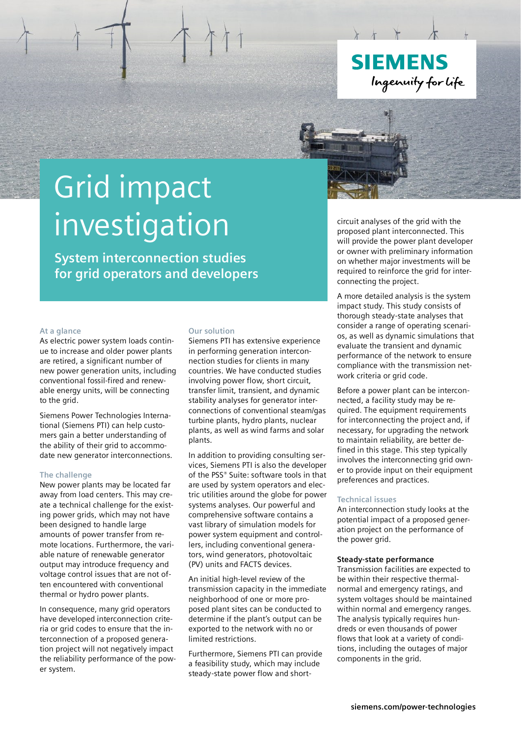SIEMENS

Ingenuity for life

# Grid impact investigation

## System interconnection studies for grid operators and developers

### At a glance

As electric power system loads continue to increase and older power plants are retired, a significant number of new power generation units, including conventional fossil-fired and renewable energy units, will be connecting to the grid.

Siemens Power Technologies International (Siemens PTI) can help customers gain a better understanding of the ability of their grid to accommodate new generator interconnections.

### The challenge

New power plants may be located far away from load centers. This may create a technical challenge for the existing power grids, which may not have been designed to handle large amounts of power transfer from remote locations. Furthermore, the variable nature of renewable generator output may introduce frequency and voltage control issues that are not often encountered with conventional thermal or hydro power plants.

In consequence, many grid operators have developed interconnection criteria or grid codes to ensure that the interconnection of a proposed generation project will not negatively impact the reliability performance of the power system.

### Our solution

Siemens PTI has extensive experience in performing generation interconnection studies for clients in many countries. We have conducted studies involving power flow, short circuit, transfer limit, transient, and dynamic stability analyses for generator interconnections of conventional steam/gas turbine plants, hydro plants, nuclear plants, as well as wind farms and solar plants.

In addition to providing consulting services, Siemens PTI is also the developer of the PSS® Suite: software tools in that are used by system operators and electric utilities around the globe for power systems analyses. Our powerful and comprehensive software contains a vast library of simulation models for power system equipment and controllers, including conventional generators, wind generators, photovoltaic (PV) units and FACTS devices.

An initial high-level review of the transmission capacity in the immediate neighborhood of one or more proposed plant sites can be conducted to determine if the plant's output can be exported to the network with no or limited restrictions.

Furthermore, Siemens PTI can provide a feasibility study, which may include steady-state power flow and short-circuit analyses of the grid with the proposed plant interconnected. This will provide the power plant developer or owner with preliminary information on whether major investments will be required to reinforce the grid for interconnecting the project.

A more detailed analysis is the system impact study. This study consists of thorough steady-state analyses that consider a range of operating scenarios, as well as dynamic simulations that evaluate the transient and dynamic performance of the network to ensure compliance with the transmission network criteria or grid code.

Before a power plant can be interconnected, a facility study may be required. The equipment requirements for interconnecting the project and, if necessary, for upgrading the network to maintain reliability, are better defined in this stage. This step typically involves the interconnecting grid owner to provide input on their equipment preferences and practices.

### Technical issues

An interconnection study looks at the potential impact of a proposed generation project on the performance of the power grid.

**Steady-state performance**

Transmission facilities are expected to be within their respective thermal-normal and emergency ratings, and system voltages should be maintained within normal and emergency ranges. The analysis typically requires hundreds or even thousands of power flows that look at a variety of conditions, including the outages of major components in the grid.

siemens.com/power-technologies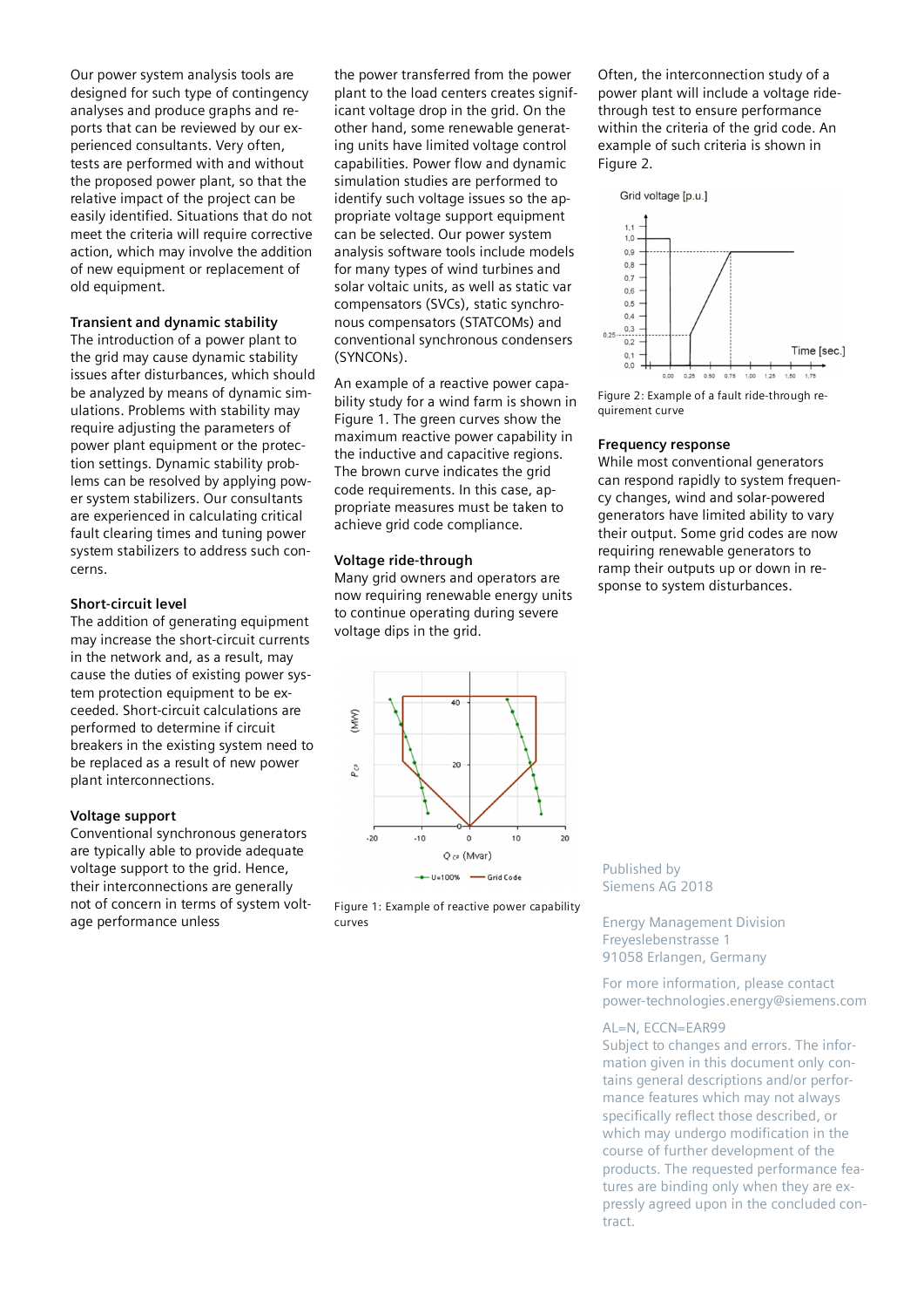Our power system analysis tools are designed for such type of contingency analyses and produce graphs and reports that can be reviewed by our experienced consultants. Very often, tests are performed with and without the proposed power plant, so that the relative impact of the project can be easily identified. Situations that do not meet the criteria will require corrective action, which may involve the addition of new equipment or replacement of old equipment.

### Transient and dynamic stability

The introduction of a power plant to the grid may cause dynamic stability issues after disturbances, which should be analyzed by means of dynamic simulations. Problems with stability may require adjusting the parameters of power plant equipment or the protection settings. Dynamic stability problems can be resolved by applying power system stabilizers. Our consultants are experienced in calculating critical fault clearing times and tuning power system stabilizers to address such concerns.

### Short-circuit level

The addition of generating equipment may increase the short-circuit currents in the network and, as a result, may cause the duties of existing power system protection equipment to be exceeded. Short-circuit calculations are performed to determine if circuit breakers in the existing system need to be replaced as a result of new power plant interconnections.

### Voltage support

Conventional synchronous generators are typically able to provide adequate voltage support to the grid. Hence, their interconnections are generally not of concern in terms of system voltage performance unless the power transferred from the power plant to the load centers creates significant voltage drop in the grid. On the other hand, some renewable generating units have limited voltage control capabilities. Power flow and dynamic simulation studies are performed to identify such voltage issues so the appropriate voltage support equipment can be selected. Our power system analysis software tools include models for many types of wind turbines and solar voltaic units, as well as static var compensators (SVCs), static synchronous compensators (STATCOMs) and conventional synchronous condensers (SYNCONs).

An example of a reactive power capability study for a wind farm is shown in Figure 1. The green curves show the maximum reactive power capability in the inductive and capacitive regions. The brown curve indicates the grid code requirements. In this case, appropriate measures must be taken to achieve grid code compliance.

### Voltage ride-through

Many grid owners and operators are now requiring renewable energy units to continue operating during severe voltage dips in the grid.

$P_{cp}$ (MW)
40
20
0
-20
-10
0
10
20
$Q_{cp}$ (Mvar)
U=100%
Grid Code

Figure 1: Example of reactive power capability curves

Often, the interconnection study of a power plant will include a voltage ride-through test to ensure performance within the criteria of the grid code. An example of such criteria is shown in Figure 2.

Grid voltage [p.u.]
1,1
1,0
0,9
0,8
0,7
0,6
0,5
0,4
0,3
0,25
0,2
0,1
0,0
Time [sec.]
0,00
0,25
0,50
0,75
1,00
1,25
1,50
1,75

Figure 2: Example of a fault ride-through requirement curve

### Frequency response

While most conventional generators can respond rapidly to system frequency changes, wind and solar-powered generators have limited ability to vary their output. Some grid codes are now requiring renewable generators to ramp their outputs up or down in response to system disturbances.

Published by
Siemens AG 2018

Energy Management Division
Freyeslebenstrasse 1
91058 Erlangen, Germany

For more information, please contact
power-technologies.energy@siemens.com

AL=N, ECCN=EAR99
Subject to changes and errors. The information given in this document only contains general descriptions and/or performance features which may not always specifically reflect those described, or which may undergo modification in the course of further development of the products. The requested performance features are binding only when they are expressly agreed upon in the concluded contract.